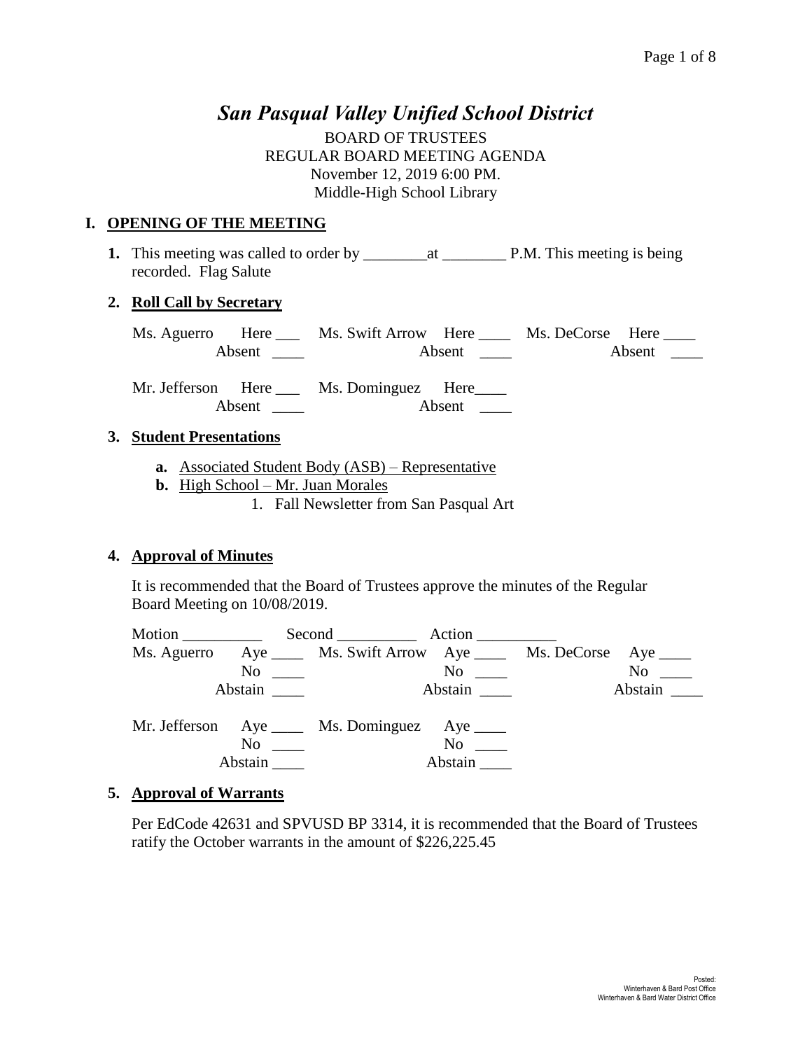# *San Pasqual Valley Unified School District*

BOARD OF TRUSTEES
REGULAR BOARD MEETING AGENDA
November 12, 2019 6:00 PM.
Middle-High School Library

## I. OPENING OF THE MEETING

**1.** This meeting was called to order by ________at ________ P.M. This meeting is being recorded. Flag Salute

**2. Roll Call by Secretary**

Ms. Aguerro Here ___ Absent ____
Ms. Swift Arrow Here ____ Absent ____
Ms. DeCorse Here ____ Absent ____

Mr. Jefferson Here ___ Absent ____
Ms. Dominguez Here____ Absent ____

**3. Student Presentations**

- **a.** Associated Student Body (ASB) – Representative
- **b.** High School – Mr. Juan Morales
  1. Fall Newsletter from San Pasqual Art

**4. Approval of Minutes**

It is recommended that the Board of Trustees approve the minutes of the Regular Board Meeting on 10/08/2019.

Motion __________ Second __________ Action __________

Ms. Aguerro Aye ____ No ____ Abstain ____
Ms. Swift Arrow Aye ____ No ____ Abstain ____
Ms. DeCorse Aye ____ No ____ Abstain ____

Mr. Jefferson Aye ____ No ____ Abstain ____
Ms. Dominguez Aye ____ No ____ Abstain ____

**5. Approval of Warrants**

Per EdCode 42631 and SPVUSD BP 3314, it is recommended that the Board of Trustees ratify the October warrants in the amount of $226,225.45

Posted:
Winterhaven & Bard Post Office
Winterhaven & Bard Water District Office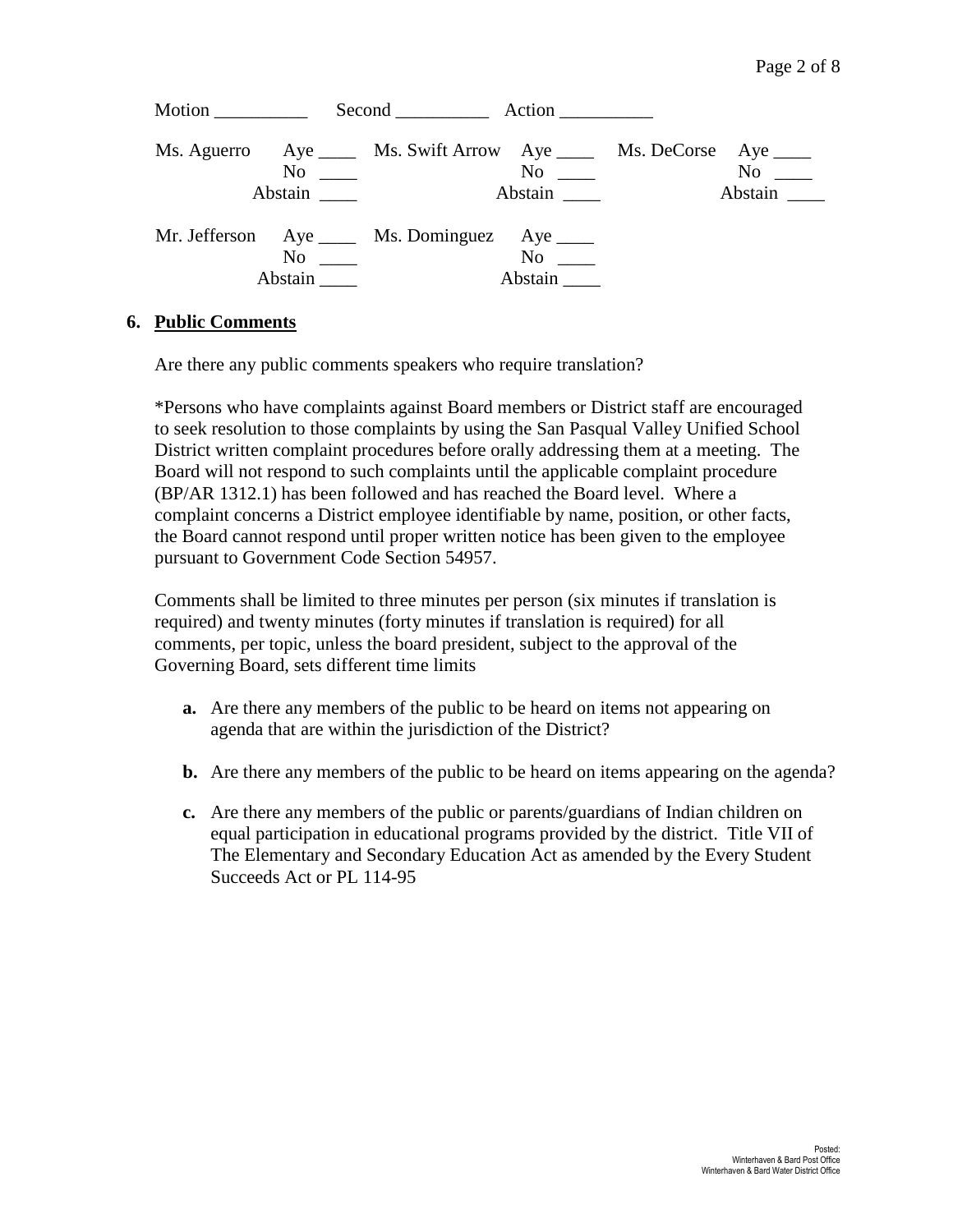Motion __________ Second __________ Action __________

| | | | | | |
|---|---|---|---|---|---|
| Ms. Aguerro | Aye ____<br>No ____<br>Abstain ____ | Ms. Swift Arrow | Aye ____<br>No ____<br>Abstain ____ | Ms. DeCorse | Aye ____<br>No ____<br>Abstain ____ |
| Mr. Jefferson | Aye ____<br>No ____<br>Abstain ____ | Ms. Dominguez | Aye ____<br>No ____<br>Abstain ____ | | |

**6. <u>Public Comments</u>**

Are there any public comments speakers who require translation?

*Persons who have complaints against Board members or District staff are encouraged to seek resolution to those complaints by using the San Pasqual Valley Unified School District written complaint procedures before orally addressing them at a meeting. The Board will not respond to such complaints until the applicable complaint procedure (BP/AR 1312.1) has been followed and has reached the Board level. Where a complaint concerns a District employee identifiable by name, position, or other facts, the Board cannot respond until proper written notice has been given to the employee pursuant to Government Code Section 54957.

Comments shall be limited to three minutes per person (six minutes if translation is required) and twenty minutes (forty minutes if translation is required) for all comments, per topic, unless the board president, subject to the approval of the Governing Board, sets different time limits

**a.** Are there any members of the public to be heard on items not appearing on agenda that are within the jurisdiction of the District?

**b.** Are there any members of the public to be heard on items appearing on the agenda?

**c.** Are there any members of the public or parents/guardians of Indian children on equal participation in educational programs provided by the district. Title VII of The Elementary and Secondary Education Act as amended by the Every Student Succeeds Act or PL 114-95

Posted:
Winterhaven & Bard Post Office
Winterhaven & Bard Water District Office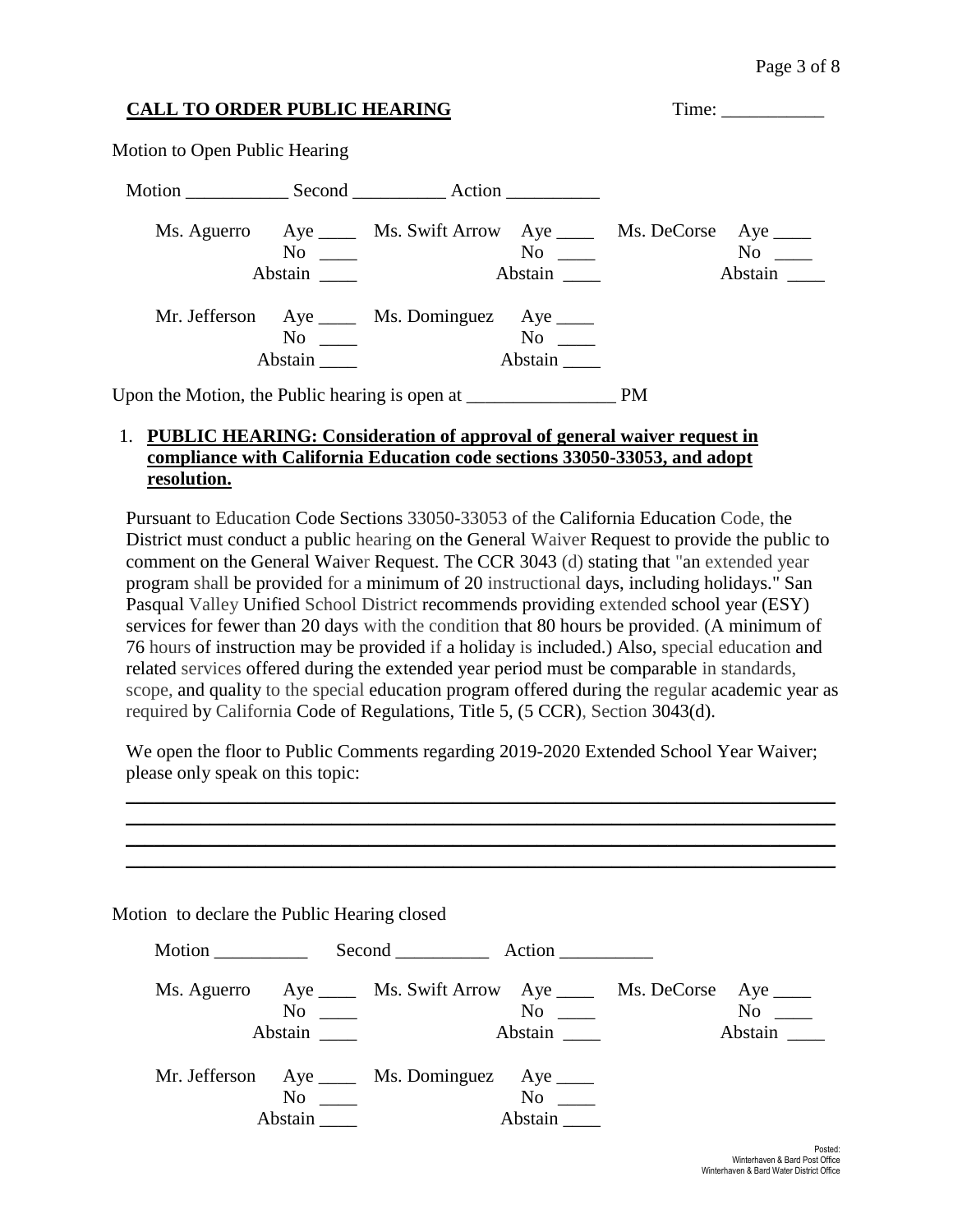**CALL TO ORDER PUBLIC HEARING** Time: ___________

Motion to Open Public Hearing

Motion ___________ Second __________ Action __________

| | | | | | |
|---|---|---|---|---|---|
| Ms. Aguerro | Aye ____ No ____ Abstain ____ | Ms. Swift Arrow | Aye ____ No ____ Abstain ____ | Ms. DeCorse | Aye ____ No ____ Abstain ____ |
| Mr. Jefferson | Aye ____ No ____ Abstain ____ | Ms. Dominguez | Aye ____ No ____ Abstain ____ | | |

Upon the Motion, the Public hearing is open at ________________ PM

1. **PUBLIC HEARING: Consideration of approval of general waiver request in compliance with California Education code sections 33050-33053, and adopt resolution.**

Pursuant to Education Code Sections 33050-33053 of the California Education Code, the District must conduct a public hearing on the General Waiver Request to provide the public to comment on the General Waiver Request. The CCR 3043 (d) stating that "an extended year program shall be provided for a minimum of 20 instructional days, including holidays." San Pasqual Valley Unified School District recommends providing extended school year (ESY) services for fewer than 20 days with the condition that 80 hours be provided. (A minimum of 76 hours of instruction may be provided if a holiday is included.) Also, special education and related services offered during the extended year period must be comparable in standards, scope, and quality to the special education program offered during the regular academic year as required by California Code of Regulations, Title 5, (5 CCR), Section 3043(d).

We open the floor to Public Comments regarding 2019-2020 Extended School Year Waiver; please only speak on this topic:

_______________________________________________________________________
_______________________________________________________________________
_______________________________________________________________________
_______________________________________________________________________

Motion to declare the Public Hearing closed

Motion __________ Second __________ Action __________

| | | | | | |
|---|---|---|---|---|---|
| Ms. Aguerro | Aye ____ No ____ Abstain ____ | Ms. Swift Arrow | Aye ____ No ____ Abstain ____ | Ms. DeCorse | Aye ____ No ____ Abstain ____ |
| Mr. Jefferson | Aye ____ No ____ Abstain ____ | Ms. Dominguez | Aye ____ No ____ Abstain ____ | | |

Posted:
Winterhaven & Bard Post Office
Winterhaven & Bard Water District Office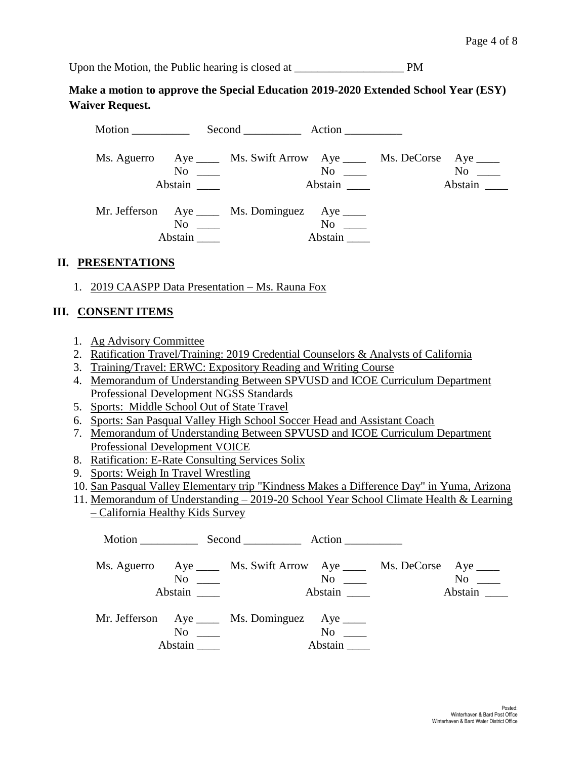Upon the Motion, the Public hearing is closed at ___________________ PM

**Make a motion to approve the Special Education 2019-2020 Extended School Year (ESY) Waiver Request.**

Motion __________ Second __________ Action __________

| | | | | | |
|---|---|---|---|---|---|
| Ms. Aguerro | Aye ____ | Ms. Swift Arrow | Aye ____ | Ms. DeCorse | Aye ____ |
| | No ____ | | No ____ | | No ____ |
| | Abstain ____ | | Abstain ____ | | Abstain ____ |
| Mr. Jefferson | Aye ____ | Ms. Dominguez | Aye ____ | | |
| | No ____ | | No ____ | | |
| | Abstain ____ | | Abstain ____ | | |

## II. PRESENTATIONS

1. 2019 CAASPP Data Presentation – Ms. Rauna Fox

## III. CONSENT ITEMS

1. Ag Advisory Committee
2. Ratification Travel/Training: 2019 Credential Counselors & Analysts of California
3. Training/Travel: ERWC: Expository Reading and Writing Course
4. Memorandum of Understanding Between SPVUSD and ICOE Curriculum Department Professional Development NGSS Standards
5. Sports: Middle School Out of State Travel
6. Sports: San Pasqual Valley High School Soccer Head and Assistant Coach
7. Memorandum of Understanding Between SPVUSD and ICOE Curriculum Department Professional Development VOICE
8. Ratification: E-Rate Consulting Services Solix
9. Sports: Weigh In Travel Wrestling
10. San Pasqual Valley Elementary trip "Kindness Makes a Difference Day" in Yuma, Arizona
11. Memorandum of Understanding – 2019-20 School Year School Climate Health & Learning – California Healthy Kids Survey

Motion __________ Second __________ Action __________

| | | | | | |
|---|---|---|---|---|---|
| Ms. Aguerro | Aye ____ | Ms. Swift Arrow | Aye ____ | Ms. DeCorse | Aye ____ |
| | No ____ | | No ____ | | No ____ |
| | Abstain ____ | | Abstain ____ | | Abstain ____ |
| Mr. Jefferson | Aye ____ | Ms. Dominguez | Aye ____ | | |
| | No ____ | | No ____ | | |
| | Abstain ____ | | Abstain ____ | | |

Posted:
Winterhaven & Bard Post Office
Winterhaven & Bard Water District Office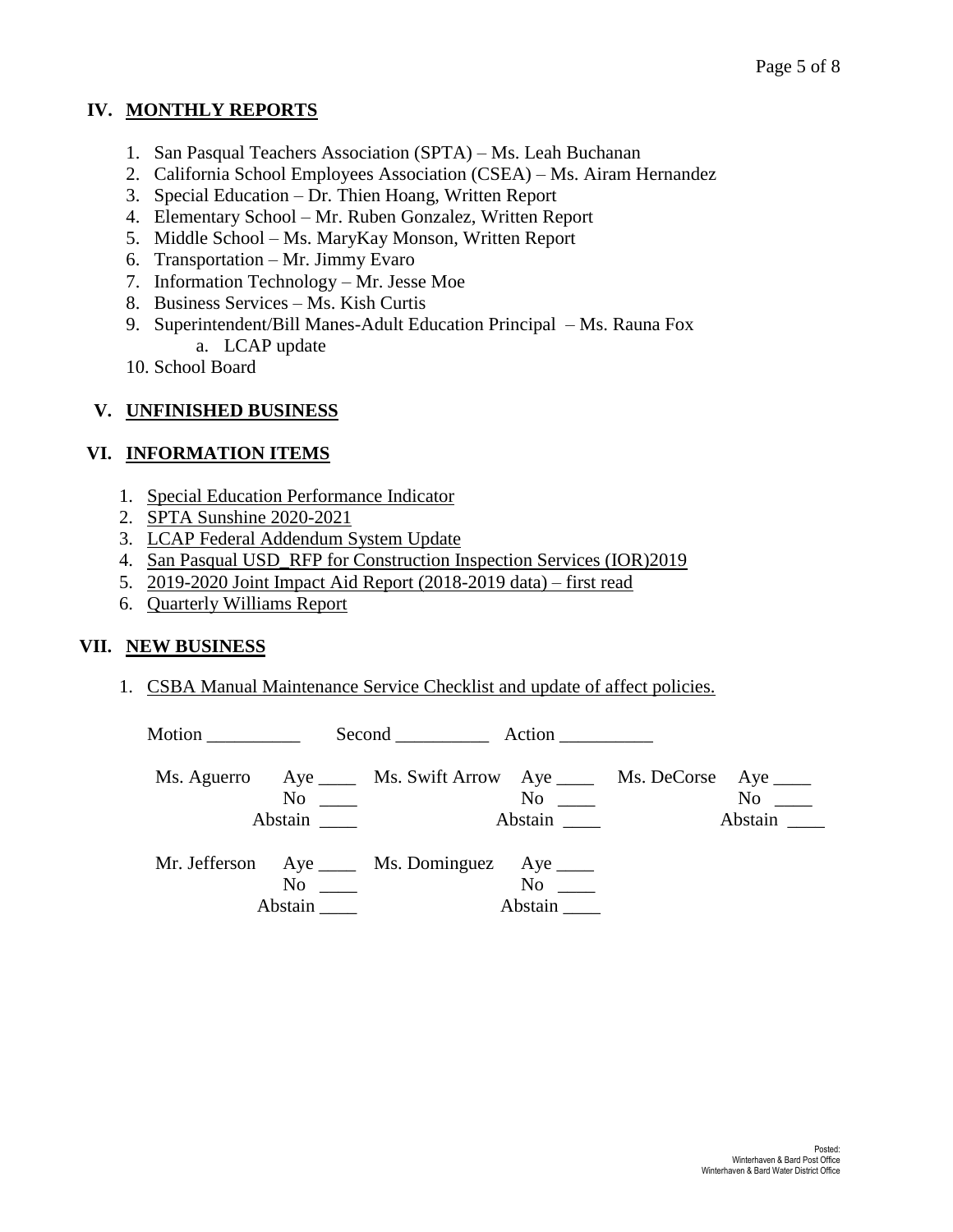## IV. MONTHLY REPORTS

1. San Pasqual Teachers Association (SPTA) – Ms. Leah Buchanan
2. California School Employees Association (CSEA) – Ms. Airam Hernandez
3. Special Education – Dr. Thien Hoang, Written Report
4. Elementary School – Mr. Ruben Gonzalez, Written Report
5. Middle School – Ms. MaryKay Monson, Written Report
6. Transportation – Mr. Jimmy Evaro
7. Information Technology – Mr. Jesse Moe
8. Business Services – Ms. Kish Curtis
9. Superintendent/Bill Manes-Adult Education Principal – Ms. Rauna Fox
   a. LCAP update
10. School Board

## V. UNFINISHED BUSINESS

## VI. INFORMATION ITEMS

1. Special Education Performance Indicator
2. SPTA Sunshine 2020-2021
3. LCAP Federal Addendum System Update
4. San Pasqual USD_RFP for Construction Inspection Services (IOR)2019
5. 2019-2020 Joint Impact Aid Report (2018-2019 data) – first read
6. Quarterly Williams Report

## VII. NEW BUSINESS

1. CSBA Manual Maintenance Service Checklist and update of affect policies.

Motion __________ Second __________ Action __________

Ms. Aguerro Aye ____ No ____ Abstain ____

Ms. Swift Arrow Aye ____ No ____ Abstain ____

Ms. DeCorse Aye ____ No ____ Abstain ____

Mr. Jefferson Aye ____ No ____ Abstain ____

Ms. Dominguez Aye ____ No ____ Abstain ____

Posted:
Winterhaven & Bard Post Office
Winterhaven & Bard Water District Office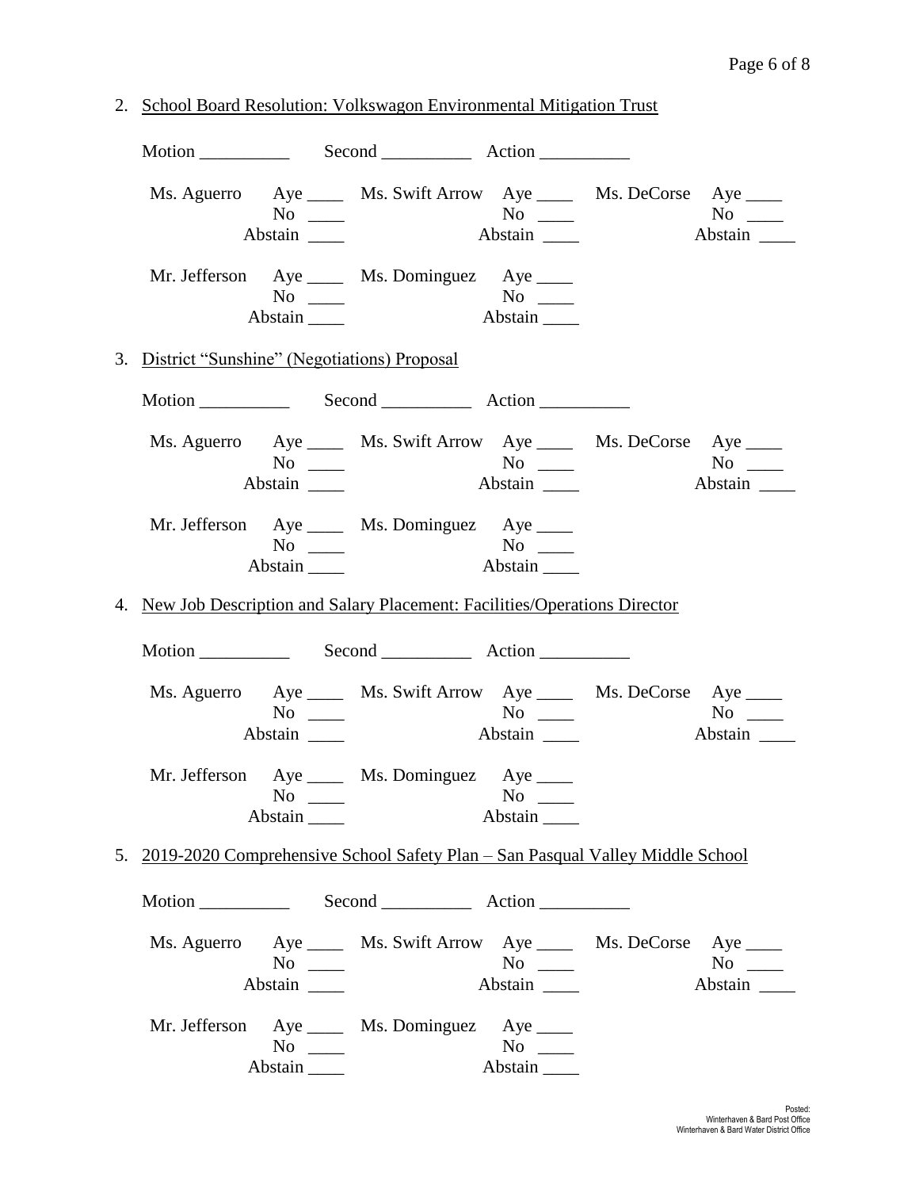2. School Board Resolution: Volkswagon Environmental Mitigation Trust

Motion __________ Second __________ Action __________

Ms. Aguerro Aye ____ No ____ Abstain ____
Ms. Swift Arrow Aye ____ No ____ Abstain ____
Ms. DeCorse Aye ____ No ____ Abstain ____

Mr. Jefferson Aye ____ No ____ Abstain ____
Ms. Dominguez Aye ____ No ____ Abstain ____

3. District "Sunshine" (Negotiations) Proposal

Motion __________ Second __________ Action __________

Ms. Aguerro Aye ____ No ____ Abstain ____
Ms. Swift Arrow Aye ____ No ____ Abstain ____
Ms. DeCorse Aye ____ No ____ Abstain ____

Mr. Jefferson Aye ____ No ____ Abstain ____
Ms. Dominguez Aye ____ No ____ Abstain ____

4. New Job Description and Salary Placement: Facilities/Operations Director

Motion __________ Second __________ Action __________

Ms. Aguerro Aye ____ No ____ Abstain ____
Ms. Swift Arrow Aye ____ No ____ Abstain ____
Ms. DeCorse Aye ____ No ____ Abstain ____

Mr. Jefferson Aye ____ No ____ Abstain ____
Ms. Dominguez Aye ____ No ____ Abstain ____

5. 2019-2020 Comprehensive School Safety Plan – San Pasqual Valley Middle School

Motion __________ Second __________ Action __________

Ms. Aguerro Aye ____ No ____ Abstain ____
Ms. Swift Arrow Aye ____ No ____ Abstain ____
Ms. DeCorse Aye ____ No ____ Abstain ____

Mr. Jefferson Aye ____ No ____ Abstain ____
Ms. Dominguez Aye ____ No ____ Abstain ____

Posted:
Winterhaven & Bard Post Office
Winterhaven & Bard Water District Office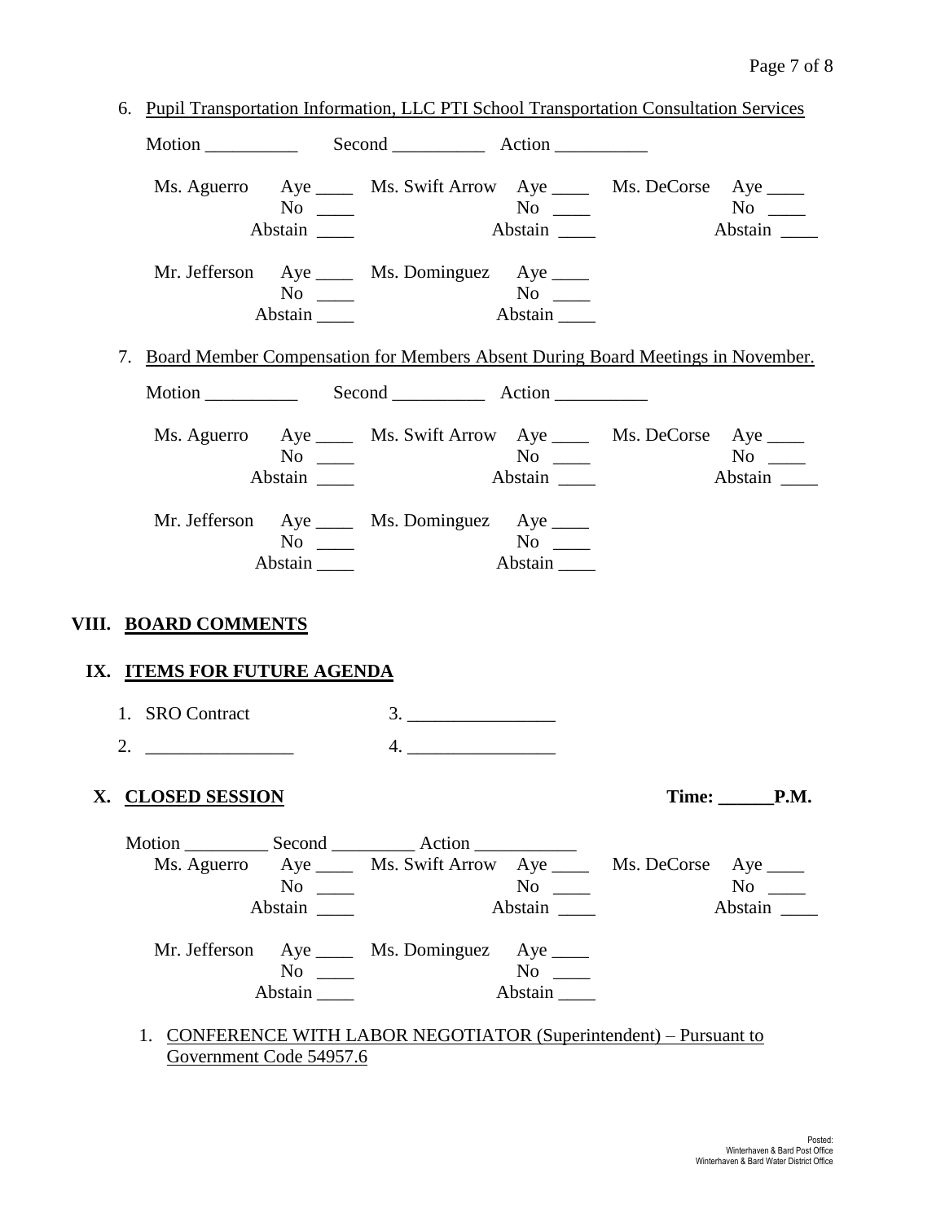6. Pupil Transportation Information, LLC PTI School Transportation Consultation Services

Motion __________ Second __________ Action __________

| | | | | | |
|---|---|---|---|---|---|
| Ms. Aguerro | Aye ____ | Ms. Swift Arrow | Aye ____ | Ms. DeCorse | Aye ____ |
| | No ____ | | No ____ | | No ____ |
| | Abstain ____ | | Abstain ____ | | Abstain ____ |
| Mr. Jefferson | Aye ____ | Ms. Dominguez | Aye ____ | | |
| | No ____ | | No ____ | | |
| | Abstain ____ | | Abstain ____ | | |

7. Board Member Compensation for Members Absent During Board Meetings in November.

Motion __________ Second __________ Action __________

| | | | | | |
|---|---|---|---|---|---|
| Ms. Aguerro | Aye ____ | Ms. Swift Arrow | Aye ____ | Ms. DeCorse | Aye ____ |
| | No ____ | | No ____ | | No ____ |
| | Abstain ____ | | Abstain ____ | | Abstain ____ |
| Mr. Jefferson | Aye ____ | Ms. Dominguez | Aye ____ | | |
| | No ____ | | No ____ | | |
| | Abstain ____ | | Abstain ____ | | |

## VIII. BOARD COMMENTS

## IX. ITEMS FOR FUTURE AGENDA

1. SRO Contract
2. ________________
3. ________________
4. ________________

## X. CLOSED SESSION

**Time: ______P.M.**

Motion _________ Second _________ Action ___________

| | | | | | |
|---|---|---|---|---|---|
| Ms. Aguerro | Aye ____ | Ms. Swift Arrow | Aye ____ | Ms. DeCorse | Aye ____ |
| | No ____ | | No ____ | | No ____ |
| | Abstain ____ | | Abstain ____ | | Abstain ____ |
| Mr. Jefferson | Aye ____ | Ms. Dominguez | Aye ____ | | |
| | No ____ | | No ____ | | |
| | Abstain ____ | | Abstain ____ | | |

1. CONFERENCE WITH LABOR NEGOTIATOR (Superintendent) – Pursuant to Government Code 54957.6

Posted:
Winterhaven & Bard Post Office
Winterhaven & Bard Water District Office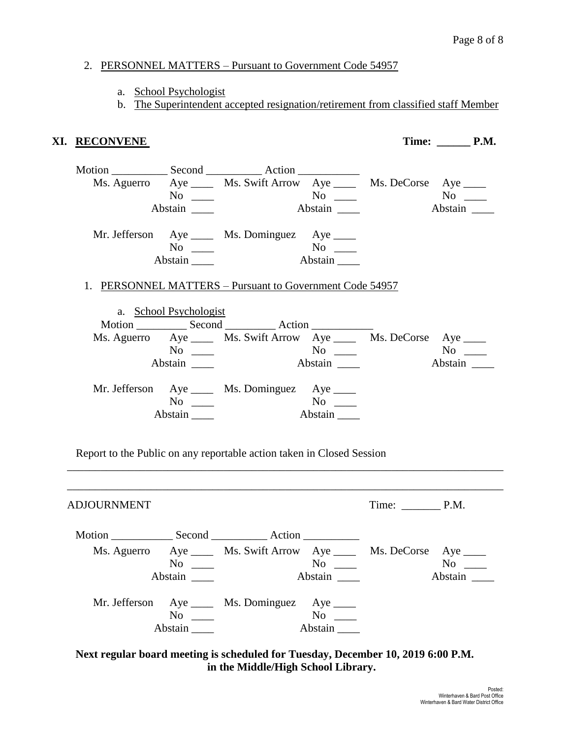2. PERSONNEL MATTERS – Pursuant to Government Code 54957

   a. School Psychologist
   b. The Superintendent accepted resignation/retirement from classified staff Member

## XI. RECONVENE

**Time: ______ P.M.**

Motion __________ Second __________ Action ___________

| | | | | | |
|---|---|---|---|---|---|
| Ms. Aguerro | Aye ____ | Ms. Swift Arrow | Aye ____ | Ms. DeCorse | Aye ____ |
| | No ____ | | No ____ | | No ____ |
| | Abstain ____ | | Abstain ____ | | Abstain ____ |
| Mr. Jefferson | Aye ____ | Ms. Dominguez | Aye ____ | | |
| | No ____ | | No ____ | | |
| | Abstain ____ | | Abstain ____ | | |

1. PERSONNEL MATTERS – Pursuant to Government Code 54957

   a. School Psychologist

Motion _________ Second _________ Action ___________

| | | | | | |
|---|---|---|---|---|---|
| Ms. Aguerro | Aye ____ | Ms. Swift Arrow | Aye ____ | Ms. DeCorse | Aye ____ |
| | No ____ | | No ____ | | No ____ |
| | Abstain ____ | | Abstain ____ | | Abstain ____ |
| Mr. Jefferson | Aye ____ | Ms. Dominguez | Aye ____ | | |
| | No ____ | | No ____ | | |
| | Abstain ____ | | Abstain ____ | | |

Report to the Public on any reportable action taken in Closed Session

_______________________________________________________________________________

_______________________________________________________________________________

ADJOURNMENT

Time: _______ P.M.

Motion ___________ Second __________ Action __________

| | | | | | |
|---|---|---|---|---|---|
| Ms. Aguerro | Aye ____ | Ms. Swift Arrow | Aye ____ | Ms. DeCorse | Aye ____ |
| | No ____ | | No ____ | | No ____ |
| | Abstain ____ | | Abstain ____ | | Abstain ____ |
| Mr. Jefferson | Aye ____ | Ms. Dominguez | Aye ____ | | |
| | No ____ | | No ____ | | |
| | Abstain ____ | | Abstain ____ | | |

**Next regular board meeting is scheduled for Tuesday, December 10, 2019 6:00 P.M. in the Middle/High School Library.**

Posted:
Winterhaven & Bard Post Office
Winterhaven & Bard Water District Office